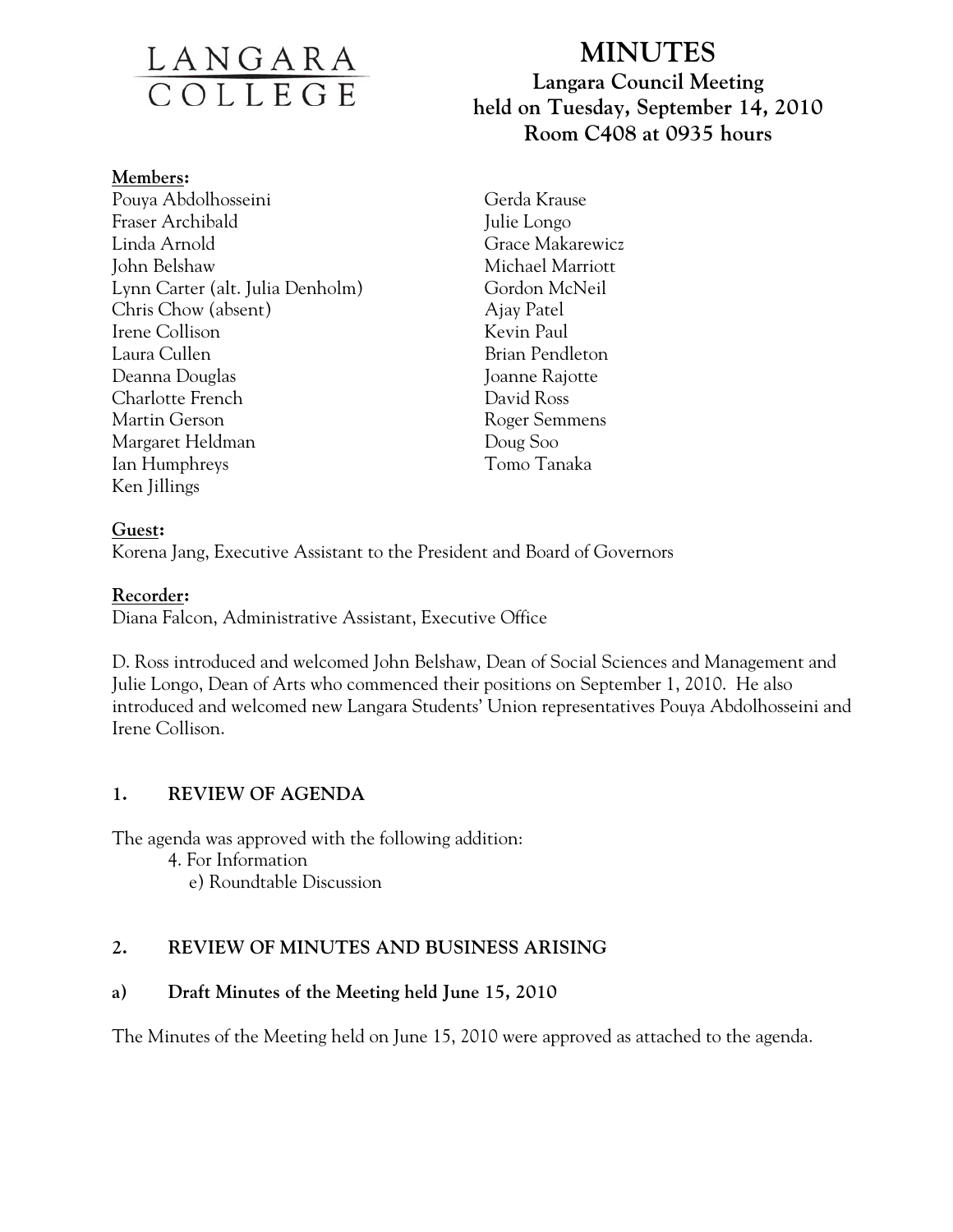LANGARA COLLEGE

# MINUTES

**Langara Council Meeting**
**held on Tuesday, September 14, 2010**
**Room C408 at 0935 hours**

**Members:**

Pouya Abdolhosseini
Fraser Archibald
Linda Arnold
John Belshaw
Lynn Carter (alt. Julia Denholm)
Chris Chow (absent)
Irene Collison
Laura Cullen
Deanna Douglas
Charlotte French
Martin Gerson
Margaret Heldman
Ian Humphreys
Ken Jillings
Gerda Krause
Julie Longo
Grace Makarewicz
Michael Marriott
Gordon McNeil
Ajay Patel
Kevin Paul
Brian Pendleton
Joanne Rajotte
David Ross
Roger Semmens
Doug Soo
Tomo Tanaka

**Guest:**

Korena Jang, Executive Assistant to the President and Board of Governors

**Recorder:**

Diana Falcon, Administrative Assistant, Executive Office

D. Ross introduced and welcomed John Belshaw, Dean of Social Sciences and Management and Julie Longo, Dean of Arts who commenced their positions on September 1, 2010. He also introduced and welcomed new Langara Students' Union representatives Pouya Abdolhosseini and Irene Collison.

## 1. REVIEW OF AGENDA

The agenda was approved with the following addition:

4. For Information
   e) Roundtable Discussion

## 2. REVIEW OF MINUTES AND BUSINESS ARISING

### a) Draft Minutes of the Meeting held June 15, 2010

The Minutes of the Meeting held on June 15, 2010 were approved as attached to the agenda.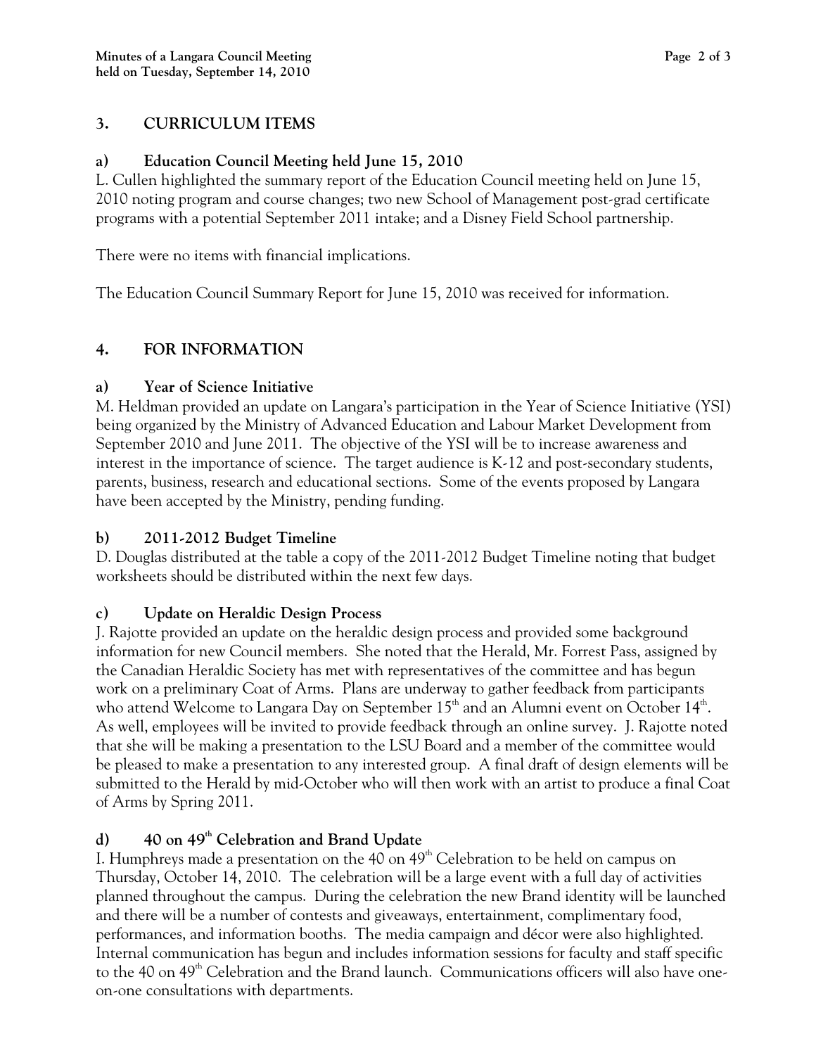## 3. CURRICULUM ITEMS

### a) Education Council Meeting held June 15, 2010

L. Cullen highlighted the summary report of the Education Council meeting held on June 15, 2010 noting program and course changes; two new School of Management post-grad certificate programs with a potential September 2011 intake; and a Disney Field School partnership.

There were no items with financial implications.

The Education Council Summary Report for June 15, 2010 was received for information.

## 4. FOR INFORMATION

### a) Year of Science Initiative

M. Heldman provided an update on Langara's participation in the Year of Science Initiative (YSI) being organized by the Ministry of Advanced Education and Labour Market Development from September 2010 and June 2011. The objective of the YSI will be to increase awareness and interest in the importance of science. The target audience is K-12 and post-secondary students, parents, business, research and educational sections. Some of the events proposed by Langara have been accepted by the Ministry, pending funding.

### b) 2011-2012 Budget Timeline

D. Douglas distributed at the table a copy of the 2011-2012 Budget Timeline noting that budget worksheets should be distributed within the next few days.

### c) Update on Heraldic Design Process

J. Rajotte provided an update on the heraldic design process and provided some background information for new Council members. She noted that the Herald, Mr. Forrest Pass, assigned by the Canadian Heraldic Society has met with representatives of the committee and has begun work on a preliminary Coat of Arms. Plans are underway to gather feedback from participants who attend Welcome to Langara Day on September 15th and an Alumni event on October 14th. As well, employees will be invited to provide feedback through an online survey. J. Rajotte noted that she will be making a presentation to the LSU Board and a member of the committee would be pleased to make a presentation to any interested group. A final draft of design elements will be submitted to the Herald by mid-October who will then work with an artist to produce a final Coat of Arms by Spring 2011.

### d) 40 on 49th Celebration and Brand Update

I. Humphreys made a presentation on the 40 on 49th Celebration to be held on campus on Thursday, October 14, 2010. The celebration will be a large event with a full day of activities planned throughout the campus. During the celebration the new Brand identity will be launched and there will be a number of contests and giveaways, entertainment, complimentary food, performances, and information booths. The media campaign and décor were also highlighted. Internal communication has begun and includes information sessions for faculty and staff specific to the 40 on 49th Celebration and the Brand launch. Communications officers will also have one-on-one consultations with departments.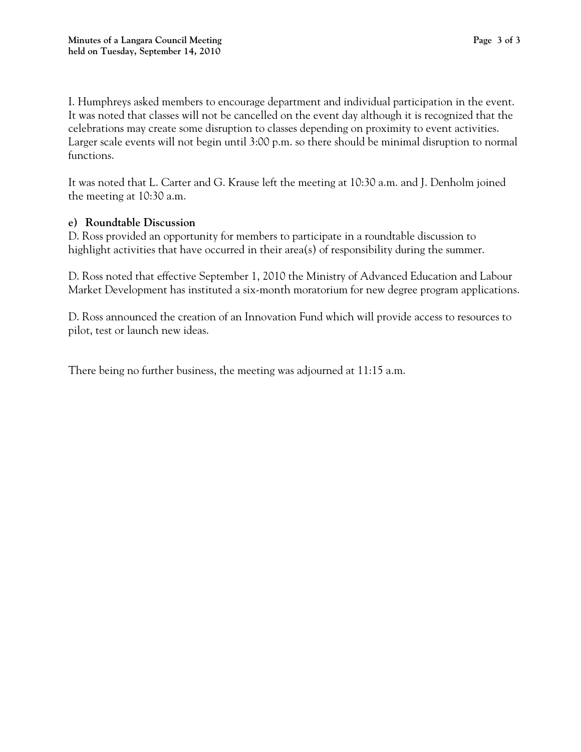I. Humphreys asked members to encourage department and individual participation in the event. It was noted that classes will not be cancelled on the event day although it is recognized that the celebrations may create some disruption to classes depending on proximity to event activities. Larger scale events will not begin until 3:00 p.m. so there should be minimal disruption to normal functions.

It was noted that L. Carter and G. Krause left the meeting at 10:30 a.m. and J. Denholm joined the meeting at 10:30 a.m.

**e) Roundtable Discussion**

D. Ross provided an opportunity for members to participate in a roundtable discussion to highlight activities that have occurred in their area(s) of responsibility during the summer.

D. Ross noted that effective September 1, 2010 the Ministry of Advanced Education and Labour Market Development has instituted a six-month moratorium for new degree program applications.

D. Ross announced the creation of an Innovation Fund which will provide access to resources to pilot, test or launch new ideas.

There being no further business, the meeting was adjourned at 11:15 a.m.